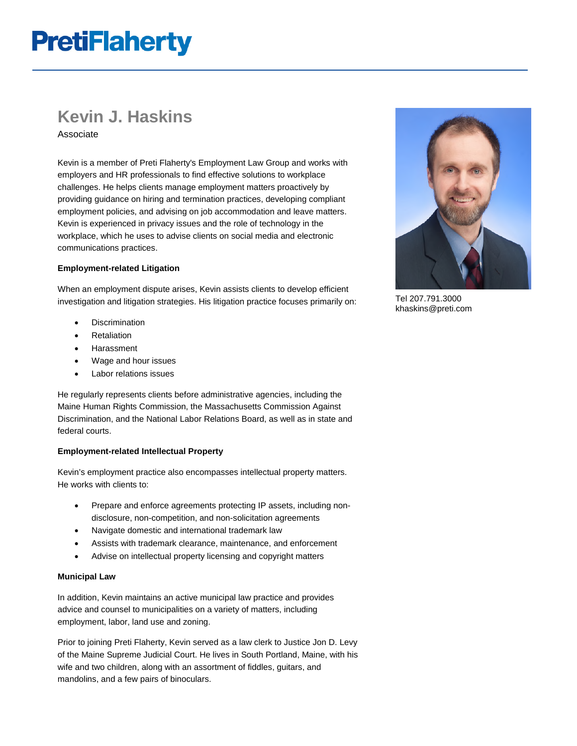PretiFlaherty

# Kevin J. Haskins

Associate

Tel 207.791.3000
khaskins@preti.com

Kevin is a member of Preti Flaherty's Employment Law Group and works with employers and HR professionals to find effective solutions to workplace challenges. He helps clients manage employment matters proactively by providing guidance on hiring and termination practices, developing compliant employment policies, and advising on job accommodation and leave matters. Kevin is experienced in privacy issues and the role of technology in the workplace, which he uses to advise clients on social media and electronic communications practices.

**Employment-related Litigation**

When an employment dispute arises, Kevin assists clients to develop efficient investigation and litigation strategies. His litigation practice focuses primarily on:

- Discrimination
- Retaliation
- Harassment
- Wage and hour issues
- Labor relations issues

He regularly represents clients before administrative agencies, including the Maine Human Rights Commission, the Massachusetts Commission Against Discrimination, and the National Labor Relations Board, as well as in state and federal courts.

**Employment-related Intellectual Property**

Kevin's employment practice also encompasses intellectual property matters. He works with clients to:

- Prepare and enforce agreements protecting IP assets, including non-disclosure, non-competition, and non-solicitation agreements
- Navigate domestic and international trademark law
- Assists with trademark clearance, maintenance, and enforcement
- Advise on intellectual property licensing and copyright matters

**Municipal Law**

In addition, Kevin maintains an active municipal law practice and provides advice and counsel to municipalities on a variety of matters, including employment, labor, land use and zoning.

Prior to joining Preti Flaherty, Kevin served as a law clerk to Justice Jon D. Levy of the Maine Supreme Judicial Court. He lives in South Portland, Maine, with his wife and two children, along with an assortment of fiddles, guitars, and mandolins, and a few pairs of binoculars.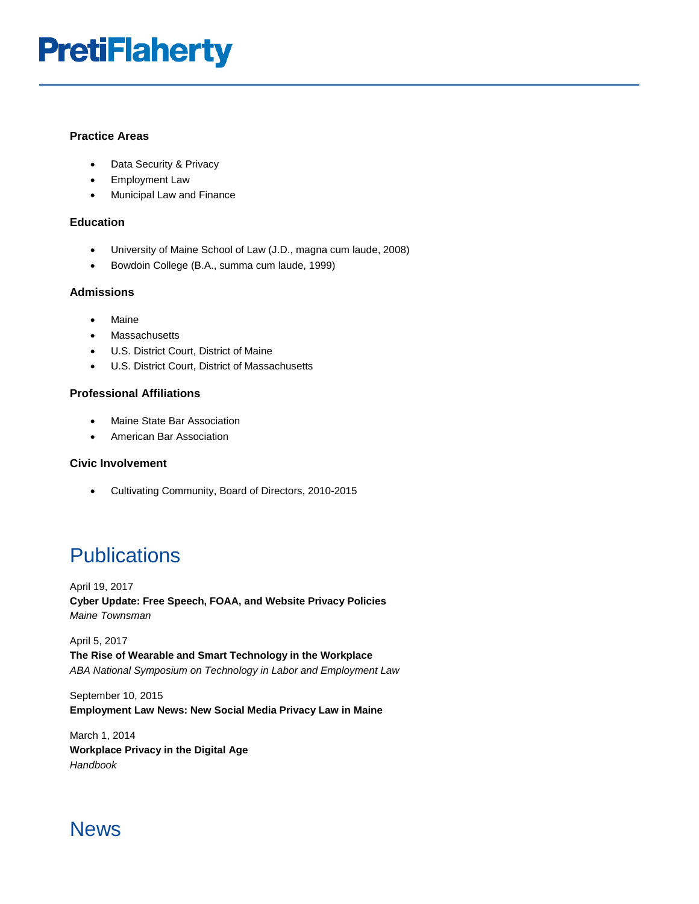### Practice Areas

- Data Security & Privacy
- Employment Law
- Municipal Law and Finance

### Education

- University of Maine School of Law (J.D., magna cum laude, 2008)
- Bowdoin College (B.A., summa cum laude, 1999)

### Admissions

- Maine
- Massachusetts
- U.S. District Court, District of Maine
- U.S. District Court, District of Massachusetts

### Professional Affiliations

- Maine State Bar Association
- American Bar Association

### Civic Involvement

- Cultivating Community, Board of Directors, 2010-2015

## Publications

April 19, 2017
**Cyber Update: Free Speech, FOAA, and Website Privacy Policies**
*Maine Townsman*

April 5, 2017
**The Rise of Wearable and Smart Technology in the Workplace**
*ABA National Symposium on Technology in Labor and Employment Law*

September 10, 2015
**Employment Law News: New Social Media Privacy Law in Maine**

March 1, 2014
**Workplace Privacy in the Digital Age**
*Handbook*

## News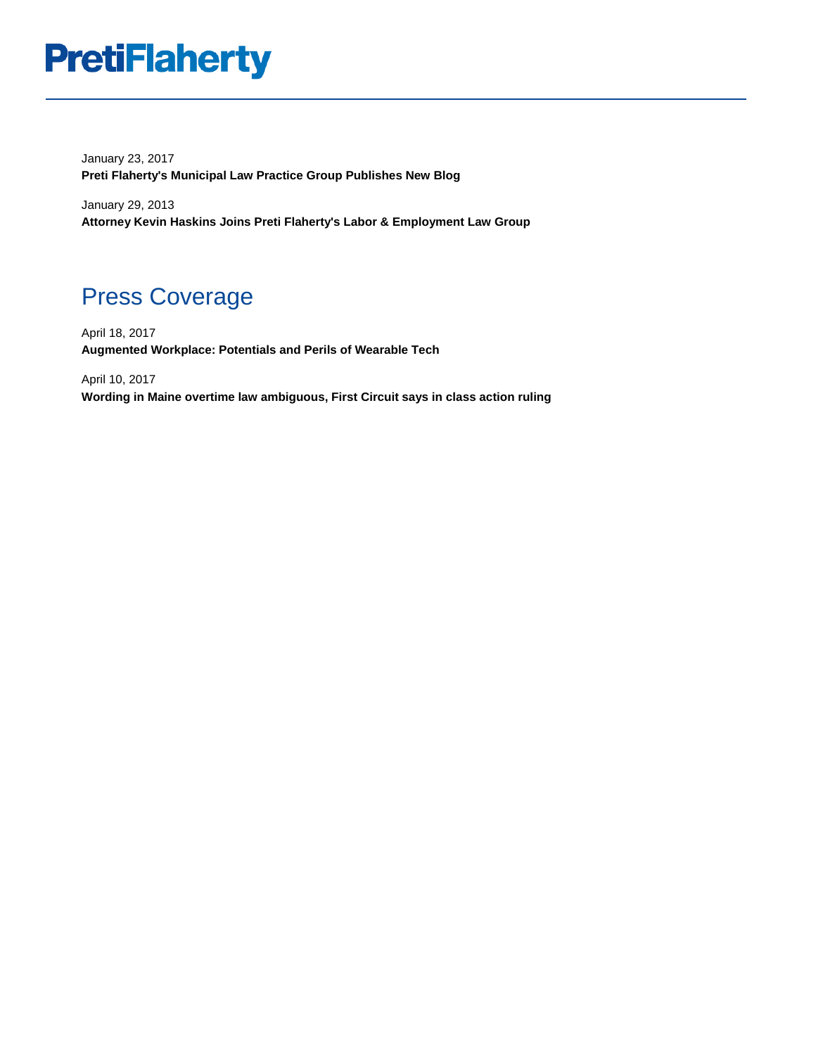January 23, 2017
**Preti Flaherty's Municipal Law Practice Group Publishes New Blog**

January 29, 2013
**Attorney Kevin Haskins Joins Preti Flaherty's Labor & Employment Law Group**

## Press Coverage

April 18, 2017
**Augmented Workplace: Potentials and Perils of Wearable Tech**

April 10, 2017
**Wording in Maine overtime law ambiguous, First Circuit says in class action ruling**